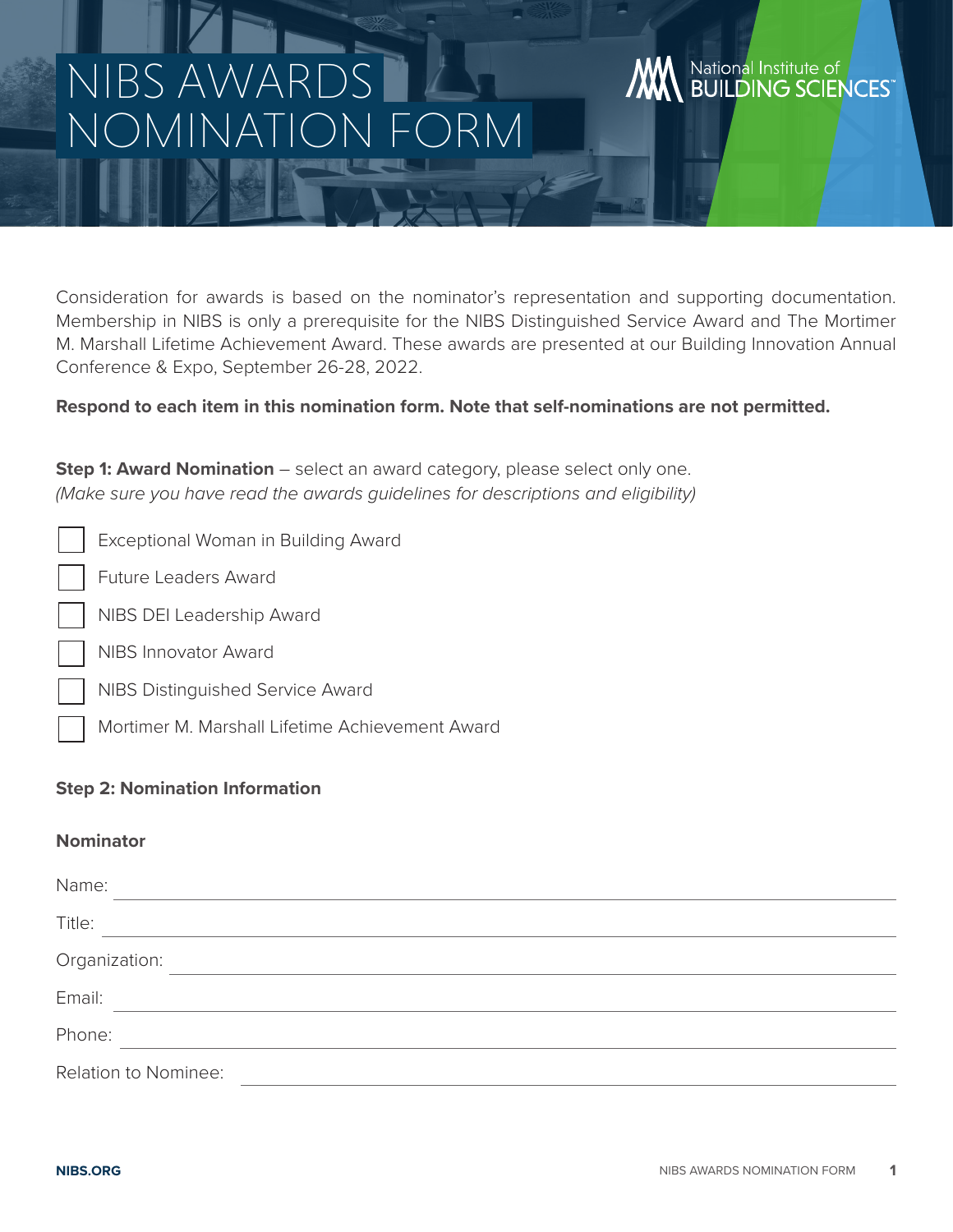# NIBS AWARDS NOMINATION FORM

National Institute of BUILDING SCIENCES™

Consideration for awards is based on the nominator's representation and supporting documentation. Membership in NIBS is only a prerequisite for the NIBS Distinguished Service Award and The Mortimer M. Marshall Lifetime Achievement Award. These awards are presented at our Building Innovation Annual Conference & Expo, September 26-28, 2022.

**Respond to each item in this nomination form. Note that self-nominations are not permitted.**

**Step 1: Award Nomination** – select an award category, please select only one.
*(Make sure you have read the awards guidelines for descriptions and eligibility)*

- [ ] Exceptional Woman in Building Award
- [ ] Future Leaders Award
- [ ] NIBS DEI Leadership Award
- [ ] NIBS Innovator Award
- [ ] NIBS Distinguished Service Award
- [ ] Mortimer M. Marshall Lifetime Achievement Award

## Step 2: Nomination Information

### Nominator

Name: ______________________________

Title: ______________________________

Organization: ______________________________

Email: ______________________________

Phone: ______________________________

Relation to Nominee: ______________________________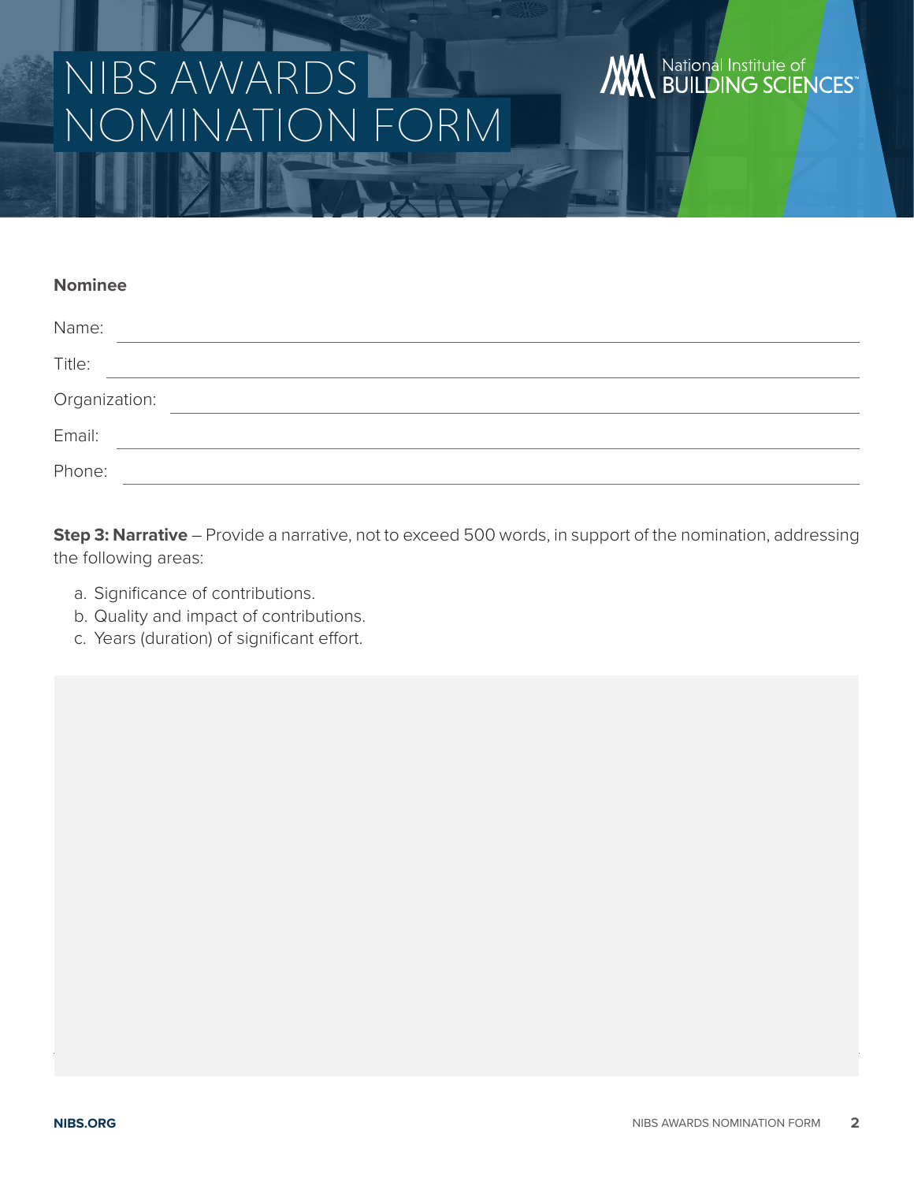# NIBS AWARDS NOMINATION FORM

National Institute of BUILDING SCIENCES

**Nominee**

Name: ______________________________

Title: ______________________________

Organization: ______________________________

Email: ______________________________

Phone: ______________________________

**Step 3: Narrative** – Provide a narrative, not to exceed 500 words, in support of the nomination, addressing the following areas:

a. Significance of contributions.
b. Quality and impact of contributions.
c. Years (duration) of significant effort.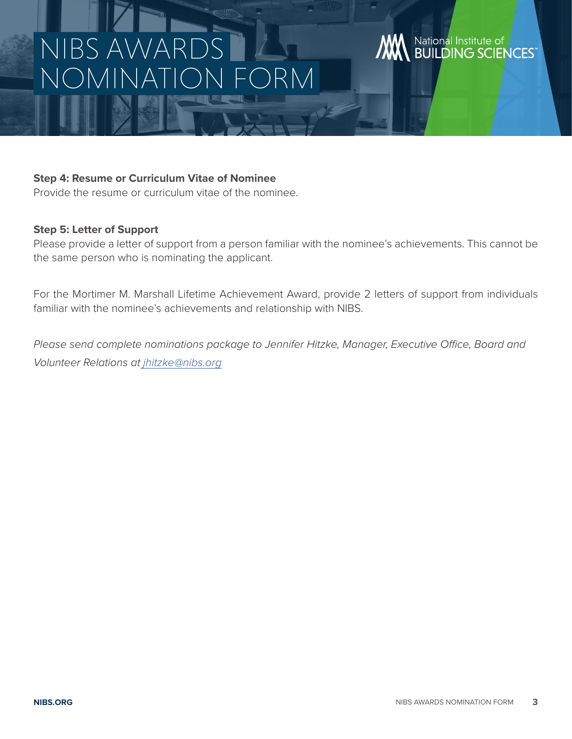# NIBS AWARDS NOMINATION FORM

National Institute of BUILDING SCIENCES™

**Step 4: Resume or Curriculum Vitae of Nominee**
Provide the resume or curriculum vitae of the nominee.

**Step 5: Letter of Support**
Please provide a letter of support from a person familiar with the nominee's achievements. This cannot be the same person who is nominating the applicant.

For the Mortimer M. Marshall Lifetime Achievement Award, provide 2 letters of support from individuals familiar with the nominee's achievements and relationship with NIBS.

*Please send complete nominations package to Jennifer Hitzke, Manager, Executive Office, Board and Volunteer Relations at jhitzke@nibs.org*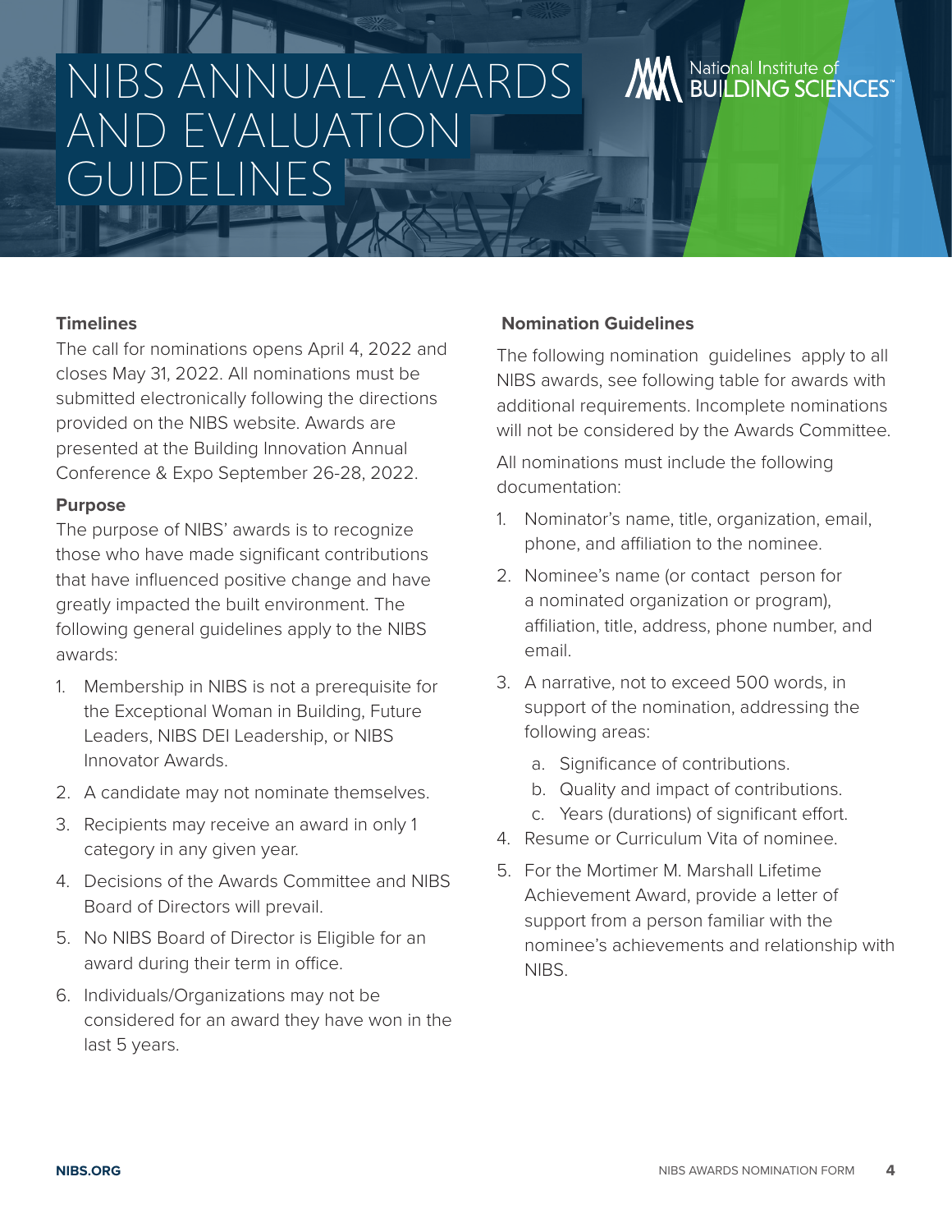# NIBS ANNUAL AWARDS AND EVALUATION GUIDELINES

National Institute of BUILDING SCIENCES™

### Timelines

The call for nominations opens April 4, 2022 and closes May 31, 2022. All nominations must be submitted electronically following the directions provided on the NIBS website. Awards are presented at the Building Innovation Annual Conference & Expo September 26-28, 2022.

### Purpose

The purpose of NIBS' awards is to recognize those who have made significant contributions that have influenced positive change and have greatly impacted the built environment. The following general guidelines apply to the NIBS awards:

1. Membership in NIBS is not a prerequisite for the Exceptional Woman in Building, Future Leaders, NIBS DEI Leadership, or NIBS Innovator Awards.
2. A candidate may not nominate themselves.
3. Recipients may receive an award in only 1 category in any given year.
4. Decisions of the Awards Committee and NIBS Board of Directors will prevail.
5. No NIBS Board of Director is Eligible for an award during their term in office.
6. Individuals/Organizations may not be considered for an award they have won in the last 5 years.

### Nomination Guidelines

The following nomination guidelines apply to all NIBS awards, see following table for awards with additional requirements. Incomplete nominations will not be considered by the Awards Committee.

All nominations must include the following documentation:

1. Nominator's name, title, organization, email, phone, and affiliation to the nominee.
2. Nominee's name (or contact person for a nominated organization or program), affiliation, title, address, phone number, and email.
3. A narrative, not to exceed 500 words, in support of the nomination, addressing the following areas:
   a. Significance of contributions.
   b. Quality and impact of contributions.
   c. Years (durations) of significant effort.
4. Resume or Curriculum Vita of nominee.
5. For the Mortimer M. Marshall Lifetime Achievement Award, provide a letter of support from a person familiar with the nominee's achievements and relationship with NIBS.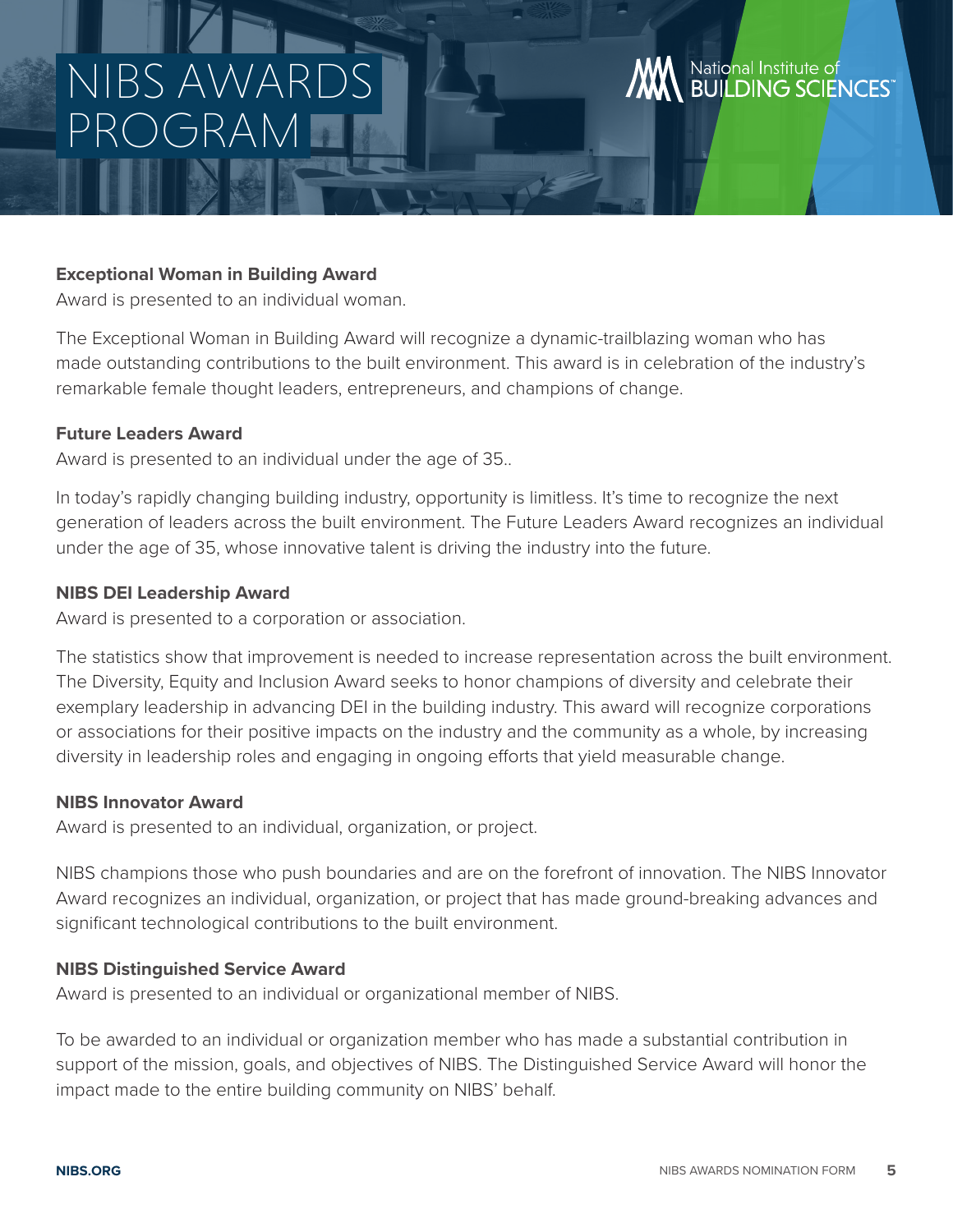# NIBS AWARDS PROGRAM

### Exceptional Woman in Building Award

Award is presented to an individual woman.

The Exceptional Woman in Building Award will recognize a dynamic-trailblazing woman who has made outstanding contributions to the built environment. This award is in celebration of the industry's remarkable female thought leaders, entrepreneurs, and champions of change.

### Future Leaders Award

Award is presented to an individual under the age of 35..

In today's rapidly changing building industry, opportunity is limitless. It's time to recognize the next generation of leaders across the built environment. The Future Leaders Award recognizes an individual under the age of 35, whose innovative talent is driving the industry into the future.

### NIBS DEI Leadership Award

Award is presented to a corporation or association.

The statistics show that improvement is needed to increase representation across the built environment. The Diversity, Equity and Inclusion Award seeks to honor champions of diversity and celebrate their exemplary leadership in advancing DEI in the building industry. This award will recognize corporations or associations for their positive impacts on the industry and the community as a whole, by increasing diversity in leadership roles and engaging in ongoing efforts that yield measurable change.

### NIBS Innovator Award

Award is presented to an individual, organization, or project.

NIBS champions those who push boundaries and are on the forefront of innovation. The NIBS Innovator Award recognizes an individual, organization, or project that has made ground-breaking advances and significant technological contributions to the built environment.

### NIBS Distinguished Service Award

Award is presented to an individual or organizational member of NIBS.

To be awarded to an individual or organization member who has made a substantial contribution in support of the mission, goals, and objectives of NIBS. The Distinguished Service Award will honor the impact made to the entire building community on NIBS' behalf.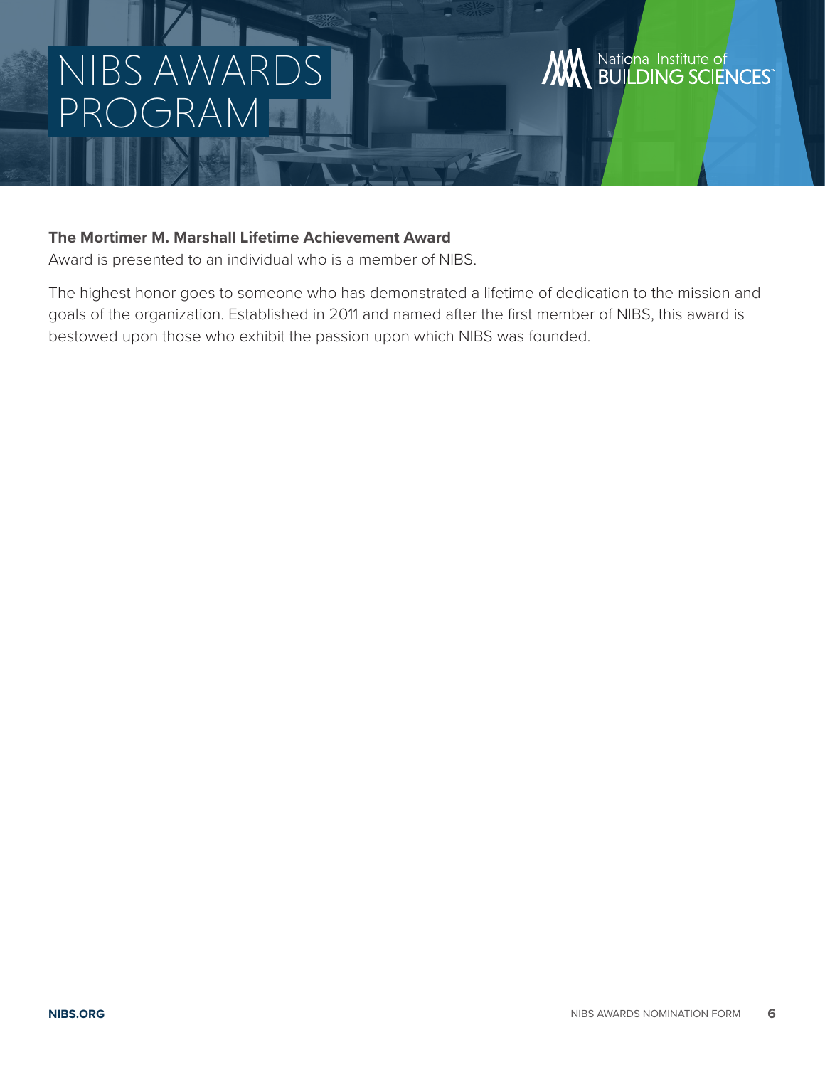# NIBS AWARDS PROGRAM

National Institute of BUILDING SCIENCES™

**The Mortimer M. Marshall Lifetime Achievement Award**

Award is presented to an individual who is a member of NIBS.

The highest honor goes to someone who has demonstrated a lifetime of dedication to the mission and goals of the organization. Established in 2011 and named after the first member of NIBS, this award is bestowed upon those who exhibit the passion upon which NIBS was founded.